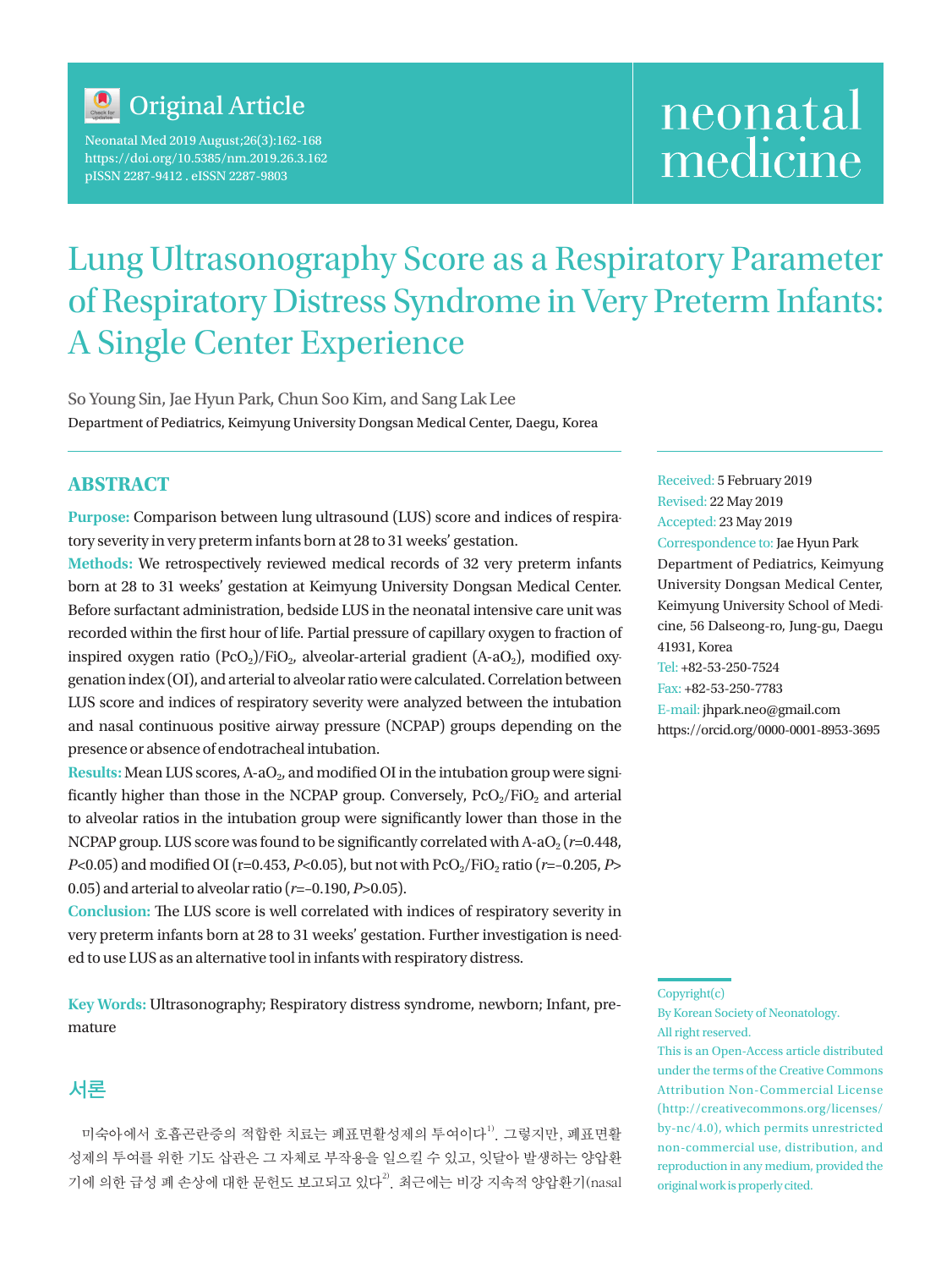Original Article

Neonatal Med 2019 August;26(3):162-168
https://doi.org/10.5385/nm.2019.26.3.162
pISSN 2287-9412 . eISSN 2287-9803

neonatal medicine

# Lung Ultrasonography Score as a Respiratory Parameter of Respiratory Distress Syndrome in Very Preterm Infants: A Single Center Experience

So Young Sin, Jae Hyun Park, Chun Soo Kim, and Sang Lak Lee

**Department of Pediatrics, Keimyung University Dongsan Medical Center, Daegu, Korea**

## ABSTRACT

**Purpose:** Comparison between lung ultrasound (LUS) score and indices of respiratory severity in very preterm infants born at 28 to 31 weeks' gestation.

**Methods:** We retrospectively reviewed medical records of 32 very preterm infants born at 28 to 31 weeks' gestation at Keimyung University Dongsan Medical Center. Before surfactant administration, bedside LUS in the neonatal intensive care unit was recorded within the first hour of life. Partial pressure of capillary oxygen to fraction of inspired oxygen ratio ($PcO_2$)/$FiO_2$, alveolar-arterial gradient (A-$aO_2$), modified oxygenation index (OI), and arterial to alveolar ratio were calculated. Correlation between LUS score and indices of respiratory severity were analyzed between the intubation and nasal continuous positive airway pressure (NCPAP) groups depending on the presence or absence of endotracheal intubation.

**Results:** Mean LUS scores, A-$aO_2$, and modified OI in the intubation group were significantly higher than those in the NCPAP group. Conversely, $PcO_2/FiO_2$ and arterial to alveolar ratios in the intubation group were significantly lower than those in the NCPAP group. LUS score was found to be significantly correlated with A-$aO_2$ ($r$=0.448, $P$<0.05) and modified OI (r=0.453, $P$<0.05), but not with $PcO_2/FiO_2$ ratio ($r$=–0.205, $P$>0.05) and arterial to alveolar ratio ($r$=–0.190, $P$>0.05).

**Conclusion:** The LUS score is well correlated with indices of respiratory severity in very preterm infants born at 28 to 31 weeks' gestation. Further investigation is needed to use LUS as an alternative tool in infants with respiratory distress.

**Key Words:** Ultrasonography; Respiratory distress syndrome, newborn; Infant, premature

Received: 5 February 2019
Revised: 22 May 2019
Accepted: 23 May 2019
Correspondence to: Jae Hyun Park
Department of Pediatrics, Keimyung University Dongsan Medical Center, Keimyung University School of Medicine, 56 Dalseong-ro, Jung-gu, Daegu 41931, Korea
Tel: +82-53-250-7524
Fax: +82-53-250-7783
E-mail: jhpark.neo@gmail.com
https://orcid.org/0000-0001-8953-3695

Copyright(c)
By Korean Society of Neonatology.
All right reserved.
This is an Open-Access article distributed under the terms of the Creative Commons Attribution Non-Commercial License (http://creativecommons.org/licenses/by-nc/4.0), which permits unrestricted non-commercial use, distribution, and reproduction in any medium, provided the original work is properly cited.

## 서론

미숙아에서 호흡곤란증의 적합한 치료는 폐표면활성제의 투여이다[1]. 그렇지만, 폐표면활성제의 투여를 위한 기도 삽관은 그 자체로 부작용을 일으킬 수 있고, 잇달아 발생하는 양압환기에 의한 급성 폐 손상에 대한 문헌도 보고되고 있다[2]. 최근에는 비강 지속적 양압환기(nasal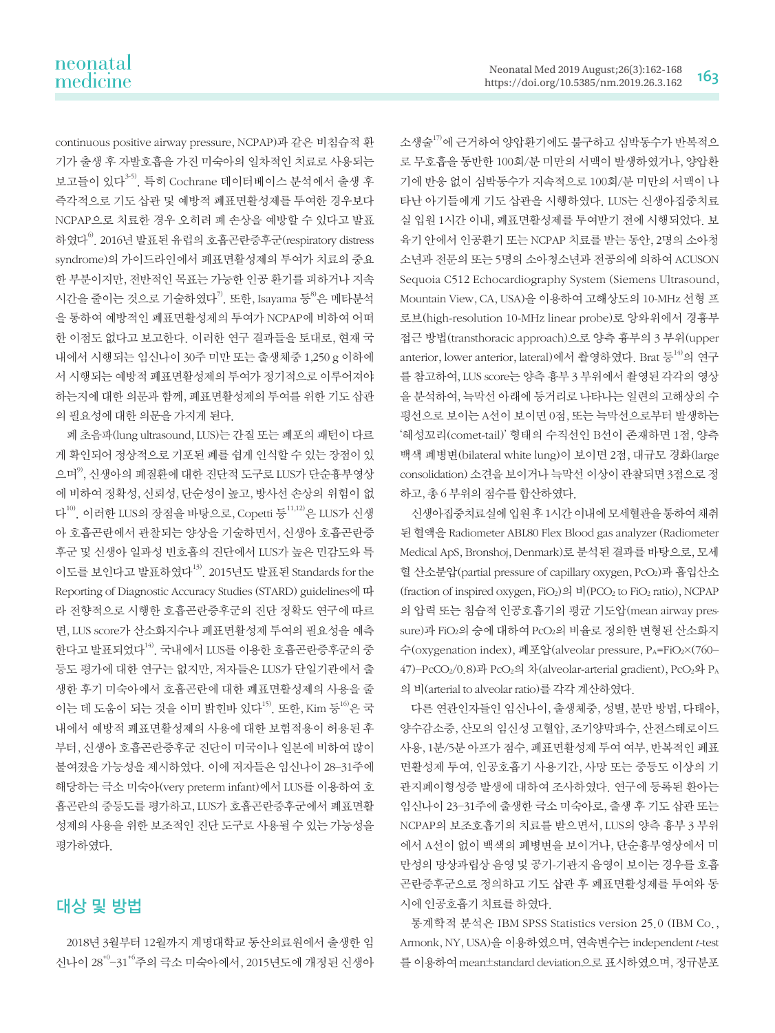continuous positive airway pressure, NCPAP)과 같은 비침습적 환기가 출생 후 자발호흡을 가진 미숙아의 일차적인 치료로 사용되는 보고들이 있다[3-5]. 특히 Cochrane 데이터베이스 분석에서 출생 후 즉각적으로 기도 삽관 및 예방적 폐표면활성제를 투여한 경우보다 NCPAP으로 치료한 경우 오히려 폐 손상을 예방할 수 있다고 발표하였다[6]. 2016년 발표된 유럽의 호흡곤란증후군(respiratory distress syndrome)의 가이드라인에서 폐표면활성제의 투여가 치료의 중요한 부분이지만, 전반적인 목표는 가능한 인공 환기를 피하거나 지속시간을 줄이는 것으로 기술하였다[7]. 또한, Isayama 등[8]은 메타분석을 통하여 예방적인 폐표면활성제의 투여가 NCPAP에 비하여 어떠한 이점도 없다고 보고한다. 이러한 연구 결과들을 토대로, 현재 국내에서 시행되는 임신나이 30주 미만 또는 출생체중 1,250 g 이하에서 시행되는 예방적 폐표면활성제의 투여가 정기적으로 이루어져야 하는지에 대한 의문과 함께, 폐표면활성제의 투여를 위한 기도 삽관의 필요성에 대한 의문을 가지게 된다.

폐 초음파(lung ultrasound, LUS)는 간질 또는 폐포의 패턴이 다르게 확인되어 정상적으로 기포된 폐를 쉽게 인식할 수 있는 장점이 있으며[9], 신생아의 폐질환에 대한 진단적 도구로 LUS가 단순흉부영상에 비하여 정확성, 신뢰성, 단순성이 높고, 방사선 손상의 위험이 없다[10]. 이러한 LUS의 장점을 바탕으로, Copetti 등[11,12]은 LUS가 신생아 호흡곤란에서 관찰되는 양상을 기술하면서, 신생아 호흡곤란증후군 및 신생아 일과성 빈호흡의 진단에서 LUS가 높은 민감도와 특이도를 보인다고 발표하였다[13]. 2015년도 발표된 Standards for the Reporting of Diagnostic Accuracy Studies (STARD) guidelines에 따라 전향적으로 시행한 호흡곤란증후군의 진단 정확도 연구에 따르면, LUS score가 산소화지수나 폐표면활성제 투여의 필요성을 예측한다고 발표되었다[14]. 국내에서 LUS를 이용한 호흡곤란증후군의 중등도 평가에 대한 연구는 없지만, 저자들은 LUS가 단일기관에서 출생한 후기 미숙아에서 호흡곤란에 대한 폐표면활성제의 사용을 줄이는 데 도움이 되는 것을 이미 밝힌바 있다[15]. 또한, Kim 등[16]은 국내에서 예방적 폐표면활성제의 사용에 대한 보험적용이 허용된 후부터, 신생아 호흡곤란증후군 진단이 미국이나 일본에 비하여 많이 붙여졌을 가능성을 제시하였다. 이에 저자들은 임신나이 28–31주에 해당하는 극소 미숙아(very preterm infant)에서 LUS를 이용하여 호흡곤란의 중등도를 평가하고, LUS가 호흡곤란증후군에서 폐표면활성제의 사용을 위한 보조적인 진단 도구로 사용될 수 있는 가능성을 평가하였다.

## 대상 및 방법

2018년 3월부터 12월까지 계명대학교 동산의료원에서 출생한 임신나이 $28^{+0}$–$31^{+6}$주의 극소 미숙아에서, 2015년도에 개정된 신생아 소생술[17]에 근거하여 양압환기에도 불구하고 심박동수가 반복적으로 무호흡을 동반한 100회/분 미만의 서맥이 발생하였거나, 양압환기에 반응 없이 심박동수가 지속적으로 100회/분 미만의 서맥이 나타난 아기들에게 기도 삽관을 시행하였다. LUS는 신생아집중치료실 입원 1시간 이내, 폐표면활성제를 투여받기 전에 시행되었다. 보육기 안에서 인공환기 또는 NCPAP 치료를 받는 동안, 2명의 소아청소년과 전문의 또는 5명의 소아청소년과 전공의에 의하여 ACUSON Sequoia C512 Echocardiography System (Siemens Ultrasound, Mountain View, CA, USA)을 이용하여 고해상도의 10-MHz 선형 프로브(high-resolution 10-MHz linear probe)로 앙와위에서 경흉부 접근 방법(transthoracic approach)으로 양측 흉부의 3 부위(upper anterior, lower anterior, lateral)에서 촬영하였다. Brat 등[14]의 연구를 참고하여, LUS score는 양측 흉부 3 부위에서 촬영된 각각의 영상을 분석하여, 늑막선 아래에 등거리로 나타나는 일련의 고해상의 수평선으로 보이는 A선이 보이면 0점, 또는 늑막선으로부터 발생하는 '혜성꼬리(comet-tail)' 형태의 수직선인 B선이 존재하면 1점, 양측 백색 폐병변(bilateral white lung)이 보이면 2점, 대규모 경화(large consolidation) 소견을 보이거나 늑막선 이상이 관찰되면 3점으로 정하고, 총 6 부위의 점수를 합산하였다.

신생아집중치료실에 입원 후 1시간 이내에 모세혈관을 통하여 채취된 혈액을 Radiometer ABL80 Flex Blood gas analyzer (Radiometer Medical ApS, Bronshoj, Denmark)로 분석된 결과를 바탕으로, 모세혈 산소분압(partial pressure of capillary oxygen, $PcO_2$)과 흡입산소(fraction of inspired oxygen, $FiO_2$)의 비($PCO_2$ to $FiO_2$ ratio), NCPAP의 압력 또는 침습적 인공호흡기의 평균 기도압(mean airway pressure)과 $FiO_2$의 승에 대하여 $PcO_2$의 비율로 정의한 변형된 산소화지수(oxygenation index), 폐포압(alveolar pressure, $P_A$=$FiO_2$×(760–47)–$PcCO_2$/0.8)과 $PcO_2$의 차(alveolar-arterial gradient), $PcO_2$와 $P_A$의 비(arterial to alveolar ratio)를 각각 계산하였다.

다른 연관인자들인 임신나이, 출생체중, 성별, 분만 방법, 다태아, 양수감소증, 산모의 임신성 고혈압, 조기양막파수, 산전스테로이드 사용, 1분/5분 아프가 점수, 폐표면활성제 투여 여부, 반복적인 폐표면활성제 투여, 인공호흡기 사용기간, 사망 또는 중등도 이상의 기관지폐이형성증 발생에 대하여 조사하였다. 연구에 등록된 환아는 임신나이 23–31주에 출생한 극소 미숙아로, 출생 후 기도 삽관 또는 NCPAP의 보조호흡기의 치료를 받으면서, LUS의 양측 흉부 3 부위에서 A선이 없이 백색의 폐병변을 보이거나, 단순흉부영상에서 미만성의 망상과립상 음영 및 공기-기관지 음영이 보이는 경우를 호흡곤란증후군으로 정의하고 기도 삽관 후 폐표면활성제를 투여와 동시에 인공호흡기 치료를 하였다.

통계학적 분석은 IBM SPSS Statistics version 25.0 (IBM Co., Armonk, NY, USA)을 이용하였으며, 연속변수는 independent *t*-test를 이용하여 mean±standard deviation으로 표시하였으며, 정규분포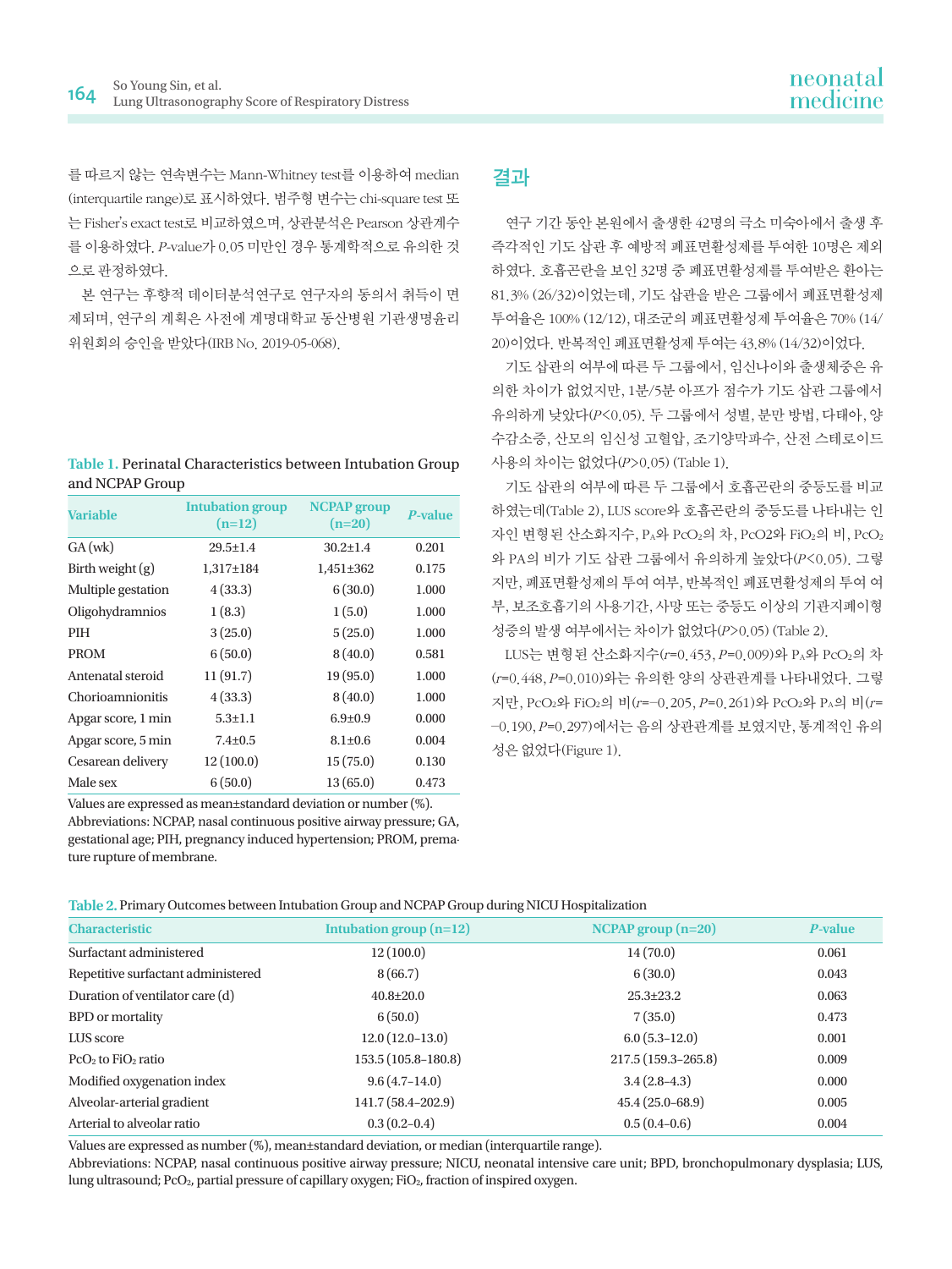를 따르지 않는 연속변수는 Mann-Whitney test를 이용하여 median (interquartile range)로 표시하였다. 범주형 변수는 chi-square test 또는 Fisher's exact test로 비교하였으며, 상관분석은 Pearson 상관계수를 이용하였다. *P*-value가 0.05 미만인 경우 통계학적으로 유의한 것으로 판정하였다.

본 연구는 후향적 데이터분석연구로 연구자의 동의서 취득이 면제되며, 연구의 계획은 사전에 계명대학교 동산병원 기관생명윤리위원회의 승인을 받았다(IRB No. 2019-05-068).

**Table 1.** Perinatal Characteristics between Intubation Group and NCPAP Group

| Variable | Intubation group (n=12) | NCPAP group (n=20) | *P*-value |
|---|---|---|---|
| GA (wk) | 29.5±1.4 | 30.2±1.4 | 0.201 |
| Birth weight (g) | 1,317±184 | 1,451±362 | 0.175 |
| Multiple gestation | 4 (33.3) | 6 (30.0) | 1.000 |
| Oligohydramnios | 1 (8.3) | 1 (5.0) | 1.000 |
| PIH | 3 (25.0) | 5 (25.0) | 1.000 |
| PROM | 6 (50.0) | 8 (40.0) | 0.581 |
| Antenatal steroid | 11 (91.7) | 19 (95.0) | 1.000 |
| Chorioamnionitis | 4 (33.3) | 8 (40.0) | 1.000 |
| Apgar score, 1 min | 5.3±1.1 | 6.9±0.9 | 0.000 |
| Apgar score, 5 min | 7.4±0.5 | 8.1±0.6 | 0.004 |
| Cesarean delivery | 12 (100.0) | 15 (75.0) | 0.130 |
| Male sex | 6 (50.0) | 13 (65.0) | 0.473 |

Values are expressed as mean±standard deviation or number (%).
Abbreviations: NCPAP, nasal continuous positive airway pressure; GA, gestational age; PIH, pregnancy induced hypertension; PROM, premature rupture of membrane.

## 결과

연구 기간 동안 본원에서 출생한 42명의 극소 미숙아에서 출생 후 즉각적인 기도 삽관 후 예방적 폐표면활성제를 투여한 10명은 제외하였다. 호흡곤란을 보인 32명 중 폐표면활성제를 투여받은 환아는 81.3% (26/32)이었는데, 기도 삽관을 받은 그룹에서 폐표면활성제 투여율은 100% (12/12), 대조군의 폐표면활성제 투여율은 70% (14/20)이었다. 반복적인 폐표면활성제 투여는 43.8% (14/32)이었다.

기도 삽관의 여부에 따른 두 그룹에서, 임신나이와 출생체중은 유의한 차이가 없었지만, 1분/5분 아프가 점수가 기도 삽관 그룹에서 유의하게 낮았다($P<0.05$). 두 그룹에서 성별, 분만 방법, 다태아, 양수감소증, 산모의 임신성 고혈압, 조기양막파수, 산전 스테로이드 사용의 차이는 없었다($P>0.05$) (Table 1).

기도 삽관의 여부에 따른 두 그룹에서 호흡곤란의 중등도를 비교하였는데(Table 2), LUS score와 호흡곤란의 중등도를 나타내는 인자인 변형된 산소화지수, $P_A$와 $PcO_2$의 차, $PcO_2$와 $FiO_2$의 비, $PcO_2$와 PA의 비가 기도 삽관 그룹에서 유의하게 높았다($P<0.05$). 그렇지만, 폐표면활성제의 투여 여부, 반복적인 폐표면활성제의 투여 여부, 보조호흡기의 사용기간, 사망 또는 중등도 이상의 기관지폐이형성증의 발생 여부에서는 차이가 없었다($P>0.05$) (Table 2).

LUS는 변형된 산소화지수($r$=0.453, $P$=0.009)와 $P_A$와 $PcO_2$의 차($r$=0.448, $P$=0.010)와는 유의한 양의 상관관계를 나타내었다. 그렇지만, $PcO_2$와 $FiO_2$의 비($r$=−0.205, $P$=0.261)와 $PcO_2$와 $P_A$의 비($r$=−0.190, $P$=0.297)에서는 음의 상관관계를 보였지만, 통계적인 유의성은 없었다(Figure 1).

**Table 2.** Primary Outcomes between Intubation Group and NCPAP Group during NICU Hospitalization

| Characteristic | Intubation group (n=12) | NCPAP group (n=20) | *P*-value |
|---|---|---|---|
| Surfactant administered | 12 (100.0) | 14 (70.0) | 0.061 |
| Repetitive surfactant administered | 8 (66.7) | 6 (30.0) | 0.043 |
| Duration of ventilator care (d) | 40.8±20.0 | 25.3±23.2 | 0.063 |
| BPD or mortality | 6 (50.0) | 7 (35.0) | 0.473 |
| LUS score | 12.0 (12.0–13.0) | 6.0 (5.3–12.0) | 0.001 |
| $PcO_2$ to $FiO_2$ ratio | 153.5 (105.8–180.8) | 217.5 (159.3–265.8) | 0.009 |
| Modified oxygenation index | 9.6 (4.7–14.0) | 3.4 (2.8–4.3) | 0.000 |
| Alveolar-arterial gradient | 141.7 (58.4–202.9) | 45.4 (25.0–68.9) | 0.005 |
| Arterial to alveolar ratio | 0.3 (0.2–0.4) | 0.5 (0.4–0.6) | 0.004 |

Values are expressed as number (%), mean±standard deviation, or median (interquartile range).
Abbreviations: NCPAP, nasal continuous positive airway pressure; NICU, neonatal intensive care unit; BPD, bronchopulmonary dysplasia; LUS, lung ultrasound; $PcO_2$, partial pressure of capillary oxygen; $FiO_2$, fraction of inspired oxygen.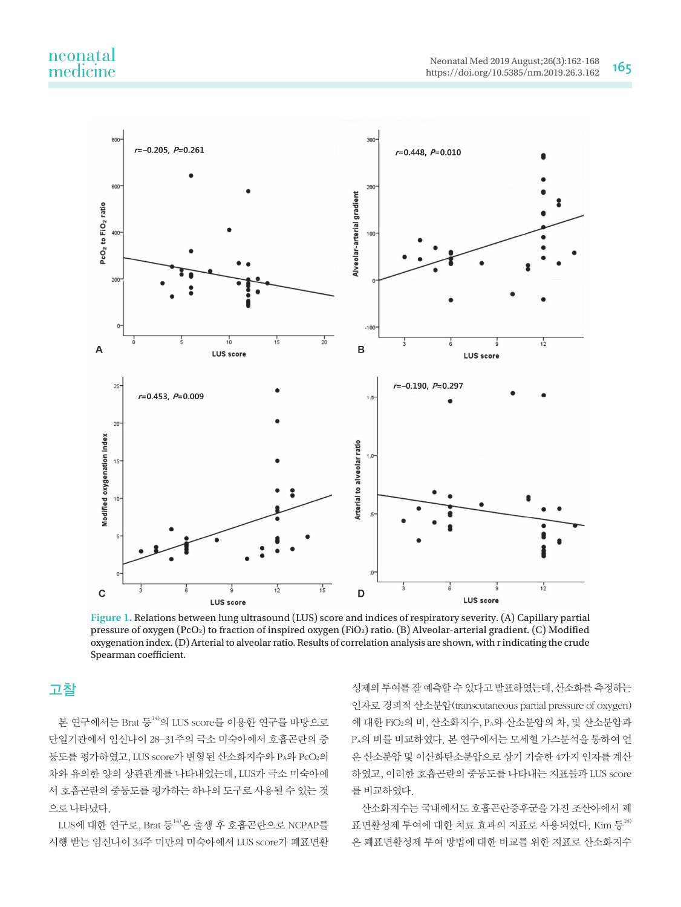Figure 1. Relations between lung ultrasound (LUS) score and indices of respiratory severity. (A) Capillary partial pressure of oxygen ($PcO_2$) to fraction of inspired oxygen ($FiO_2$) ratio. (B) Alveolar-arterial gradient. (C) Modified oxygenation index. (D) Arterial to alveolar ratio. Results of correlation analysis are shown, with r indicating the crude Spearman coefficient.

## 고찰

본 연구에서는 Brat 등[14]의 LUS score를 이용한 연구를 바탕으로 단일기관에서 임신나이 28–31주의 극소 미숙아에서 호흡곤란의 중등도를 평가하였고, LUS score가 변형된 산소화지수와 $P_A$와 $PcO_2$의 차와 유의한 양의 상관관계를 나타내었는데, LUS가 극소 미숙아에서 호흡곤란의 중등도를 평가하는 하나의 도구로 사용될 수 있는 것으로 나타났다.

LUS에 대한 연구로, Brat 등[14]은 출생 후 호흡곤란으로 NCPAP를 시행 받는 임신나이 34주 미만의 미숙아에서 LUS score가 폐표면활성제의 투여를 잘 예측할 수 있다고 발표하였는데, 산소화를 측정하는 인자로 경피적 산소분압(transcutaneous partial pressure of oxygen)에 대한 $FiO_2$의 비, 산소화지수, $P_A$와 산소분압의 차, 및 산소분압과 $P_A$의 비를 비교하였다. 본 연구에서는 모세혈 가스분석을 통하여 얻은 산소분압 및 이산화탄소분압으로 상기 기술한 4가지 인자를 계산하였고, 이러한 호흡곤란의 중등도를 나타내는 지표들과 LUS score를 비교하였다.

산소화지수는 국내에서도 호흡곤란증후군을 가진 조산아에서 폐표면활성제 투여에 대한 치료 효과의 지표로 사용되었다. Kim 등[18]은 폐표면활성제 투여 방법에 대한 비교를 위한 지표로 산소화지수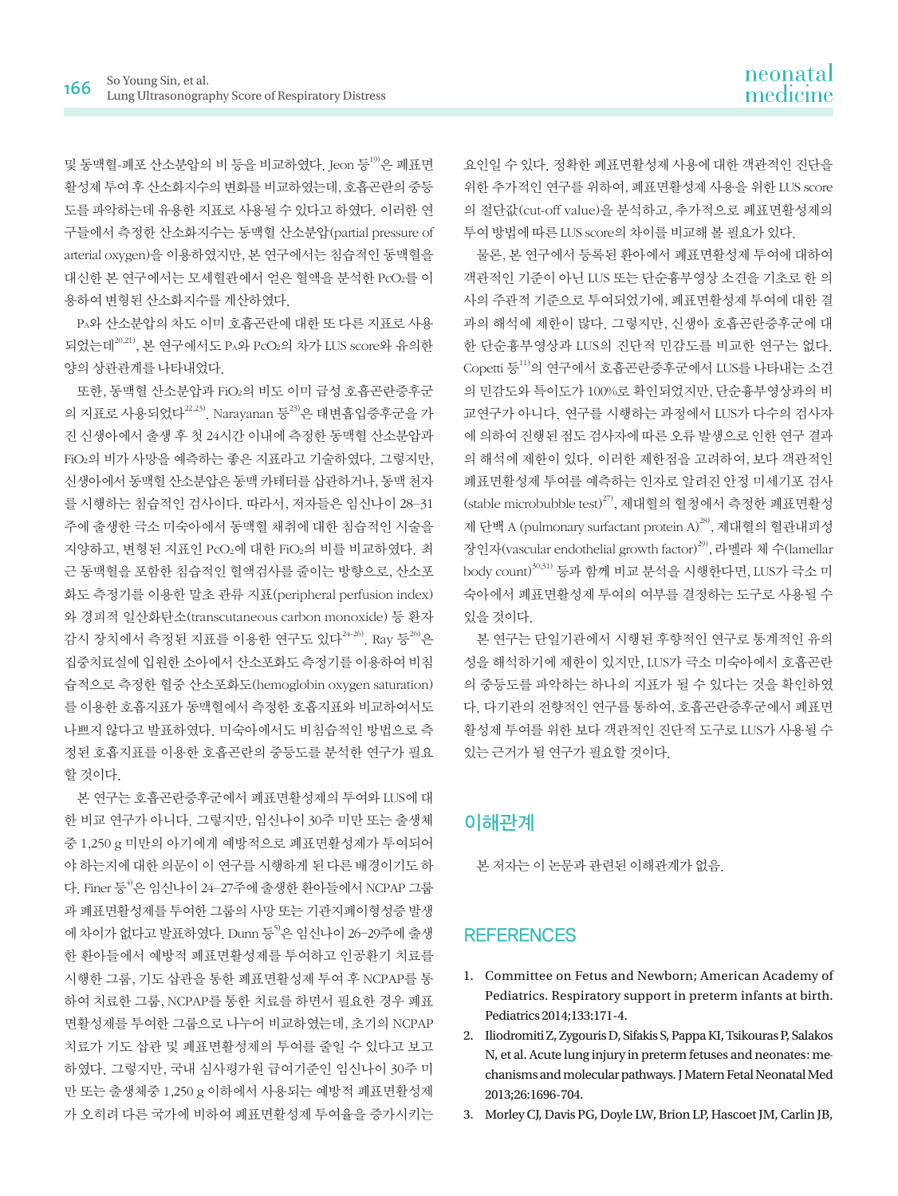및 동맥혈-폐포 산소분압의 비 등을 비교하였다. Jeon 등[19]은 폐표면활성제 투여 후 산소화지수의 변화를 비교하였는데, 호흡곤란의 중등도를 파악하는데 유용한 지표로 사용될 수 있다고 하였다. 이러한 연구들에서 측정한 산소화지수는 동맥혈 산소분압(partial pressure of arterial oxygen)을 이용하였지만, 본 연구에서는 침습적인 동맥혈을 대신한 본 연구에서는 모세혈관에서 얻은 혈액을 분석한 $PcO_2$를 이용하여 변형된 산소화지수를 계산하였다.

$P_A$와 산소분압의 차도 이미 호흡곤란에 대한 또 다른 지표로 사용되었는데[20,21], 본 연구에서도 $P_A$와 $PcO_2$의 차가 LUS score와 유의한 양의 상관관계를 나타내었다.

또한, 동맥혈 산소분압과 $FiO_2$의 비도 이미 급성 호흡곤란증후군의 지표로 사용되었다[22,23]. Narayanan 등[23]은 태변흡입증후군을 가진 신생아에서 출생 후 첫 24시간 이내에 측정한 동맥혈 산소분압과 $FiO_2$의 비가 사망을 예측하는 좋은 지표라고 기술하였다. 그렇지만, 신생아에서 동맥혈 산소분압은 동맥 카테터를 삽관하거나, 동맥 천자를 시행하는 침습적인 검사이다. 따라서, 저자들은 임신나이 28–31주에 출생한 극소 미숙아에서 동맥혈 채취에 대한 침습적인 시술을 지양하고, 변형된 지표인 $PcO_2$에 대한 $FiO_2$의 비를 비교하였다. 최근 동맥혈을 포함한 침습적인 혈액검사를 줄이는 방향으로, 산소포화도 측정기를 이용한 말초 관류 지표(peripheral perfusion index)와 경피적 일산화탄소(transcutaneous carbon monoxide) 등 환자 감시 장치에서 측정된 지표를 이용한 연구도 있다[24-26]. Ray 등[26]은 집중치료실에 입원한 소아에서 산소포화도 측정기를 이용하여 비침습적으로 측정한 혈중 산소포화도(hemoglobin oxygen saturation)를 이용한 호흡지표가 동맥혈에서 측정한 호흡지표와 비교하여서도 나쁘지 않다고 발표하였다. 미숙아에서도 비침습적인 방법으로 측정된 호흡지표를 이용한 호흡곤란의 중등도를 분석한 연구가 필요할 것이다.

본 연구는 호흡곤란증후군에서 폐표면활성제의 투여와 LUS에 대한 비교 연구가 아니다. 그렇지만, 임신나이 30주 미만 또는 출생체중 1,250 g 미만의 아기에게 예방적으로 폐표면활성제가 투여되어야 하는지에 대한 의문이 이 연구를 시행하게 된 다른 배경이기도 하다. Finer 등[4]은 임신나이 24–27주에 출생한 환아들에서 NCPAP 그룹과 폐표면활성제를 투여한 그룹의 사망 또는 기관지폐이형성증 발생에 차이가 없다고 발표하였다. Dunn 등[5]은 임신나이 26–29주에 출생한 환아들에서 예방적 폐표면활성제를 투여하고 인공환기 치료를 시행한 그룹, 기도 삽관을 통한 폐표면활성제 투여 후 NCPAP를 통하여 치료한 그룹, NCPAP를 통한 치료를 하면서 필요한 경우 폐표면활성제를 투여한 그룹으로 나누어 비교하였는데, 초기의 NCPAP 치료가 기도 삽관 및 폐표면활성제의 투여를 줄일 수 있다고 보고하였다. 그렇지만, 국내 심사평가원 급여기준인 임신나이 30주 미만 또는 출생체중 1,250 g 이하에서 사용되는 예방적 폐표면활성제가 오히려 다른 국가에 비하여 폐표면활성제 투여율을 증가시키는 요인일 수 있다. 정확한 폐표면활성제 사용에 대한 객관적인 진단을 위한 추가적인 연구를 위하여, 폐표면활성제 사용을 위한 LUS score의 절단값(cut-off value)을 분석하고, 추가적으로 폐표면활성제의 투여 방법에 따른 LUS score의 차이를 비교해 볼 필요가 있다.

물론, 본 연구에서 등록된 환아에서 폐표면활성제 투여에 대하여 객관적인 기준이 아닌 LUS 또는 단순흉부영상 소견을 기초로 한 의사의 주관적 기준으로 투여되었기에, 폐표면활성제 투여에 대한 결과의 해석에 제한이 많다. 그렇지만, 신생아 호흡곤란증후군에 대한 단순흉부영상과 LUS의 진단적 민감도를 비교한 연구는 없다. Copetti 등[11]의 연구에서 호흡곤란증후군에서 LUS를 나타내는 소견의 민감도와 특이도가 100%로 확인되었지만, 단순흉부영상과의 비교연구가 아니다. 연구를 시행하는 과정에서 LUS가 다수의 검사자에 의하여 진행된 점도 검사자에 따른 오류 발생으로 인한 연구 결과의 해석에 제한이 있다. 이러한 제한점을 고려하여, 보다 객관적인 폐표면활성제 투여를 예측하는 인자로 알려진 안정 미세기포 검사(stable microbubble test)[27], 제대혈의 혈청에서 측정한 폐표면활성제 단백 A (pulmonary surfactant protein A)[28], 제대혈의 혈관내피성장인자(vascular endothelial growth factor)[29], 라멜라 체 수(lamellar body count)[30,31] 등과 함께 비교 분석을 시행한다면, LUS가 극소 미숙아에서 폐표면활성제 투여의 여부를 결정하는 도구로 사용될 수 있을 것이다.

본 연구는 단일기관에서 시행된 후향적인 연구로 통계적인 유의성을 해석하기에 제한이 있지만, LUS가 극소 미숙아에서 호흡곤란의 중등도를 파악하는 하나의 지표가 될 수 있다는 것을 확인하였다. 다기관의 전향적인 연구를 통하여, 호흡곤란증후군에서 폐표면활성제 투여를 위한 보다 객관적인 진단적 도구로 LUS가 사용될 수 있는 근거가 될 연구가 필요할 것이다.

## 이해관계

본 저자는 이 논문과 관련된 이해관계가 없음.

## REFERENCES

1. Committee on Fetus and Newborn; American Academy of Pediatrics. Respiratory support in preterm infants at birth. Pediatrics 2014;133:171-4.
2. Iliodromiti Z, Zygouris D, Sifakis S, Pappa KI, Tsikouras P, Salakos N, et al. Acute lung injury in preterm fetuses and neonates: mechanisms and molecular pathways. J Matern Fetal Neonatal Med 2013;26:1696-704.
3. Morley CJ, Davis PG, Doyle LW, Brion LP, Hascoet JM, Carlin JB,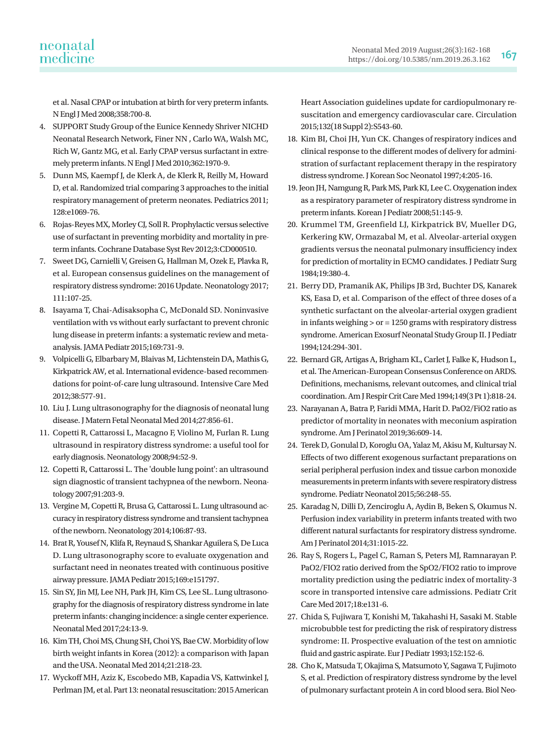et al. Nasal CPAP or intubation at birth for very preterm infants. N Engl J Med 2008;358:700-8.

4. SUPPORT Study Group of the Eunice Kennedy Shriver NICHD Neonatal Research Network, Finer NN , Carlo WA, Walsh MC, Rich W, Gantz MG, et al. Early CPAP versus surfactant in extremely preterm infants. N Engl J Med 2010;362:1970-9.
5. Dunn MS, Kaempf J, de Klerk A, de Klerk R, Reilly M, Howard D, et al. Randomized trial comparing 3 approaches to the initial respiratory management of preterm neonates. Pediatrics 2011; 128:e1069-76.
6. Rojas-Reyes MX, Morley CJ, Soll R. Prophylactic versus selective use of surfactant in preventing morbidity and mortality in preterm infants. Cochrane Database Syst Rev 2012;3:CD000510.
7. Sweet DG, Carnielli V, Greisen G, Hallman M, Ozek E, Plavka R, et al. European consensus guidelines on the management of respiratory distress syndrome: 2016 Update. Neonatology 2017; 111:107-25.
8. Isayama T, Chai-Adisaksopha C, McDonald SD. Noninvasive ventilation with vs without early surfactant to prevent chronic lung disease in preterm infants: a systematic review and meta-analysis. JAMA Pediatr 2015;169:731-9.
9. Volpicelli G, Elbarbary M, Blaivas M, Lichtenstein DA, Mathis G, Kirkpatrick AW, et al. International evidence-based recommendations for point-of-care lung ultrasound. Intensive Care Med 2012;38:577-91.
10. Liu J. Lung ultrasonography for the diagnosis of neonatal lung disease. J Matern Fetal Neonatal Med 2014;27:856-61.
11. Copetti R, Cattarossi L, Macagno F, Violino M, Furlan R. Lung ultrasound in respiratory distress syndrome: a useful tool for early diagnosis. Neonatology 2008;94:52-9.
12. Copetti R, Cattarossi L. The 'double lung point': an ultrasound sign diagnostic of transient tachypnea of the newborn. Neonatology 2007;91:203-9.
13. Vergine M, Copetti R, Brusa G, Cattarossi L. Lung ultrasound accuracy in respiratory distress syndrome and transient tachypnea of the newborn. Neonatology 2014;106:87-93.
14. Brat R, Yousef N, Klifa R, Reynaud S, Shankar Aguilera S, De Luca D. Lung ultrasonography score to evaluate oxygenation and surfactant need in neonates treated with continuous positive airway pressure. JAMA Pediatr 2015;169:e151797.
15. Sin SY, Jin MJ, Lee NH, Park JH, Kim CS, Lee SL. Lung ultrasonography for the diagnosis of respiratory distress syndrome in late preterm infants: changing incidence: a single center experience. Neonatal Med 2017;24:13-9.
16. Kim TH, Choi MS, Chung SH, Choi YS, Bae CW. Morbidity of low birth weight infants in Korea (2012): a comparison with Japan and the USA. Neonatal Med 2014;21:218-23.
17. Wyckoff MH, Aziz K, Escobedo MB, Kapadia VS, Kattwinkel J, Perlman JM, et al. Part 13: neonatal resuscitation: 2015 American Heart Association guidelines update for cardiopulmonary resuscitation and emergency cardiovascular care. Circulation 2015;132(18 Suppl 2):S543-60.
18. Kim BI, Choi JH, Yun CK. Changes of respiratory indices and clinical response to the different modes of delivery for administration of surfactant replacement therapy in the respiratory distress syndrome. J Korean Soc Neonatol 1997;4:205-16.
19. Jeon JH, Namgung R, Park MS, Park KI, Lee C. Oxygenation index as a respiratory parameter of respiratory distress syndrome in preterm infants. Korean J Pediatr 2008;51:145-9.
20. Krummel TM, Greenfield LJ, Kirkpatrick BV, Mueller DG, Kerkering KW, Ormazabal M, et al. Alveolar-arterial oxygen gradients versus the neonatal pulmonary insufficiency index for prediction of mortality in ECMO candidates. J Pediatr Surg 1984;19:380-4.
21. Berry DD, Pramanik AK, Philips JB 3rd, Buchter DS, Kanarek KS, Easa D, et al. Comparison of the effect of three doses of a synthetic surfactant on the alveolar-arterial oxygen gradient in infants weighing > or = 1250 grams with respiratory distress syndrome. American Exosurf Neonatal Study Group II. J Pediatr 1994;124:294-301.
22. Bernard GR, Artigas A, Brigham KL, Carlet J, Falke K, Hudson L, et al. The American-European Consensus Conference on ARDS. Definitions, mechanisms, relevant outcomes, and clinical trial coordination. Am J Respir Crit Care Med 1994;149(3 Pt 1):818-24.
23. Narayanan A, Batra P, Faridi MMA, Harit D. PaO2/FiO2 ratio as predictor of mortality in neonates with meconium aspiration syndrome. Am J Perinatol 2019;36:609-14.
24. Terek D, Gonulal D, Koroglu OA, Yalaz M, Akisu M, Kultursay N. Effects of two different exogenous surfactant preparations on serial peripheral perfusion index and tissue carbon monoxide measurements in preterm infants with severe respiratory distress syndrome. Pediatr Neonatol 2015;56:248-55.
25. Karadag N, Dilli D, Zenciroglu A, Aydin B, Beken S, Okumus N. Perfusion index variability in preterm infants treated with two different natural surfactants for respiratory distress syndrome. Am J Perinatol 2014;31:1015-22.
26. Ray S, Rogers L, Pagel C, Raman S, Peters MJ, Ramnarayan P. PaO2/FIO2 ratio derived from the SpO2/FIO2 ratio to improve mortality prediction using the pediatric index of mortality-3 score in transported intensive care admissions. Pediatr Crit Care Med 2017;18:e131-6.
27. Chida S, Fujiwara T, Konishi M, Takahashi H, Sasaki M. Stable microbubble test for predicting the risk of respiratory distress syndrome: II. Prospective evaluation of the test on amniotic fluid and gastric aspirate. Eur J Pediatr 1993;152:152-6.
28. Cho K, Matsuda T, Okajima S, Matsumoto Y, Sagawa T, Fujimoto S, et al. Prediction of respiratory distress syndrome by the level of pulmonary surfactant protein A in cord blood sera. Biol Neo-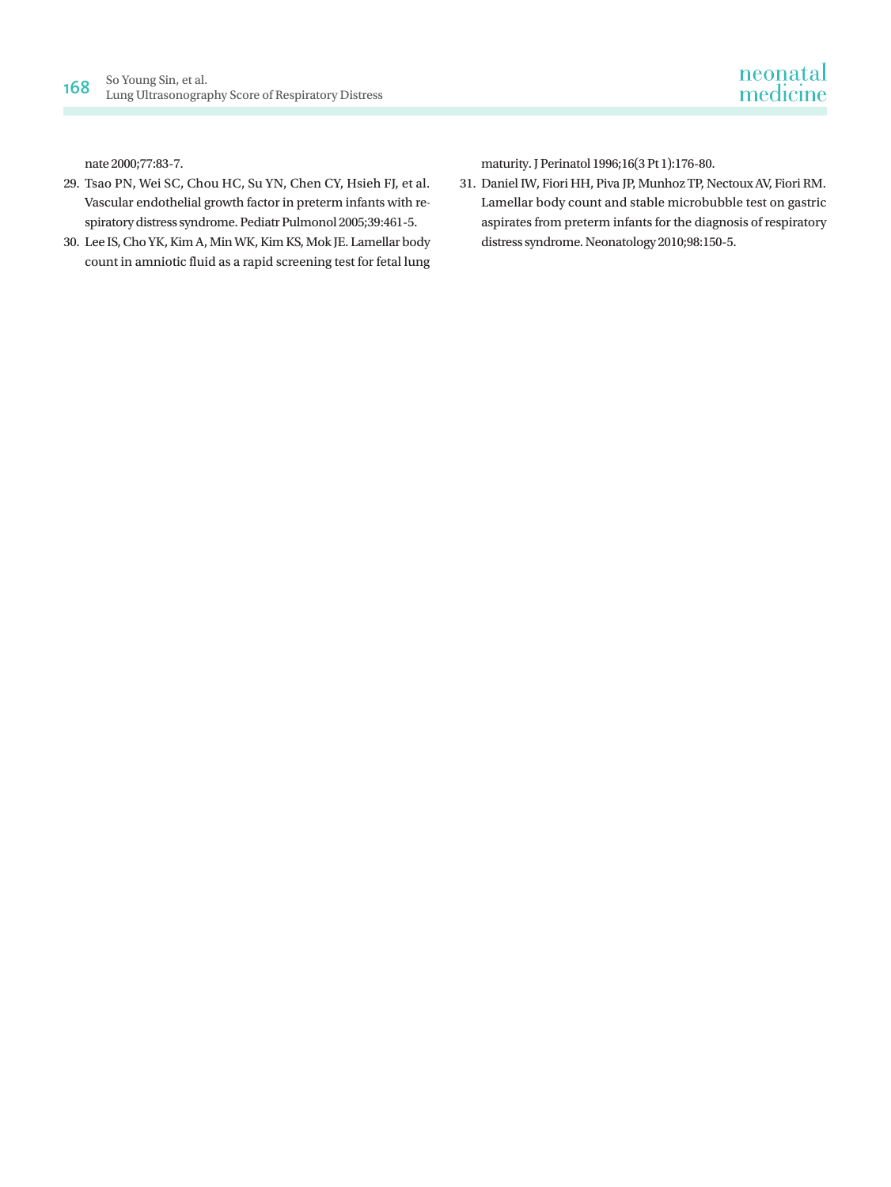nate 2000;77:83-7.

29. Tsao PN, Wei SC, Chou HC, Su YN, Chen CY, Hsieh FJ, et al. Vascular endothelial growth factor in preterm infants with respiratory distress syndrome. Pediatr Pulmonol 2005;39:461-5.
30. Lee IS, Cho YK, Kim A, Min WK, Kim KS, Mok JE. Lamellar body count in amniotic fluid as a rapid screening test for fetal lung maturity. J Perinatol 1996;16(3 Pt 1):176-80.
31. Daniel IW, Fiori HH, Piva JP, Munhoz TP, Nectoux AV, Fiori RM. Lamellar body count and stable microbubble test on gastric aspirates from preterm infants for the diagnosis of respiratory distress syndrome. Neonatology 2010;98:150-5.